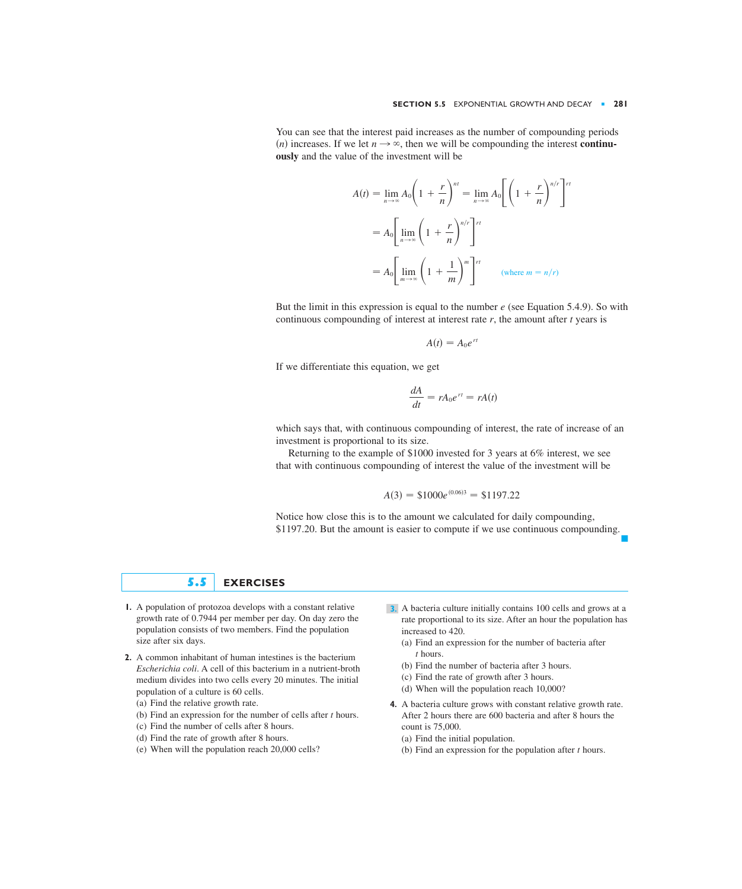You can see that the interest paid increases as the number of compounding periods ($n$) increases. If we let $n \to \infty$, then we will be compounding the interest **continuously** and the value of the investment will be

$$A(t) = \lim_{n\to\infty} A_0\left(1 + \frac{r}{n}\right)^{nt} = \lim_{n\to\infty} A_0\left[\left(1 + \frac{r}{n}\right)^{n/r}\right]^{rt}$$

$$= A_0\left[\lim_{n\to\infty}\left(1 + \frac{r}{n}\right)^{n/r}\right]^{rt}$$

$$= A_0\left[\lim_{m\to\infty}\left(1 + \frac{1}{m}\right)^{m}\right]^{rt} \qquad \text{(where } m = n/r\text{)}$$

But the limit in this expression is equal to the number $e$ (see Equation 5.4.9). So with continuous compounding of interest at interest rate $r$, the amount after $t$ years is

$$A(t) = A_0 e^{rt}$$

If we differentiate this equation, we get

$$\frac{dA}{dt} = rA_0 e^{rt} = rA(t)$$

which says that, with continuous compounding of interest, the rate of increase of an investment is proportional to its size.

Returning to the example of \$1000 invested for 3 years at 6% interest, we see that with continuous compounding of interest the value of the investment will be

$$A(3) = \$1000e^{(0.06)3} = \$1197.22$$

Notice how close this is to the amount we calculated for daily compounding, \$1197.20. But the amount is easier to compute if we use continuous compounding.

## 5.5 EXERCISES

**1.** A population of protozoa develops with a constant relative growth rate of 0.7944 per member per day. On day zero the population consists of two members. Find the population size after six days.

**2.** A common inhabitant of human intestines is the bacterium *Escherichia coli*. A cell of this bacterium in a nutrient-broth medium divides into two cells every 20 minutes. The initial population of a culture is 60 cells.

(a) Find the relative growth rate.
(b) Find an expression for the number of cells after $t$ hours.
(c) Find the number of cells after 8 hours.
(d) Find the rate of growth after 8 hours.
(e) When will the population reach 20,000 cells?

**3.** A bacteria culture initially contains 100 cells and grows at a rate proportional to its size. After an hour the population has increased to 420.

(a) Find an expression for the number of bacteria after $t$ hours.
(b) Find the number of bacteria after 3 hours.
(c) Find the rate of growth after 3 hours.
(d) When will the population reach 10,000?

**4.** A bacteria culture grows with constant relative growth rate. After 2 hours there are 600 bacteria and after 8 hours the count is 75,000.

(a) Find the initial population.
(b) Find an expression for the population after $t$ hours.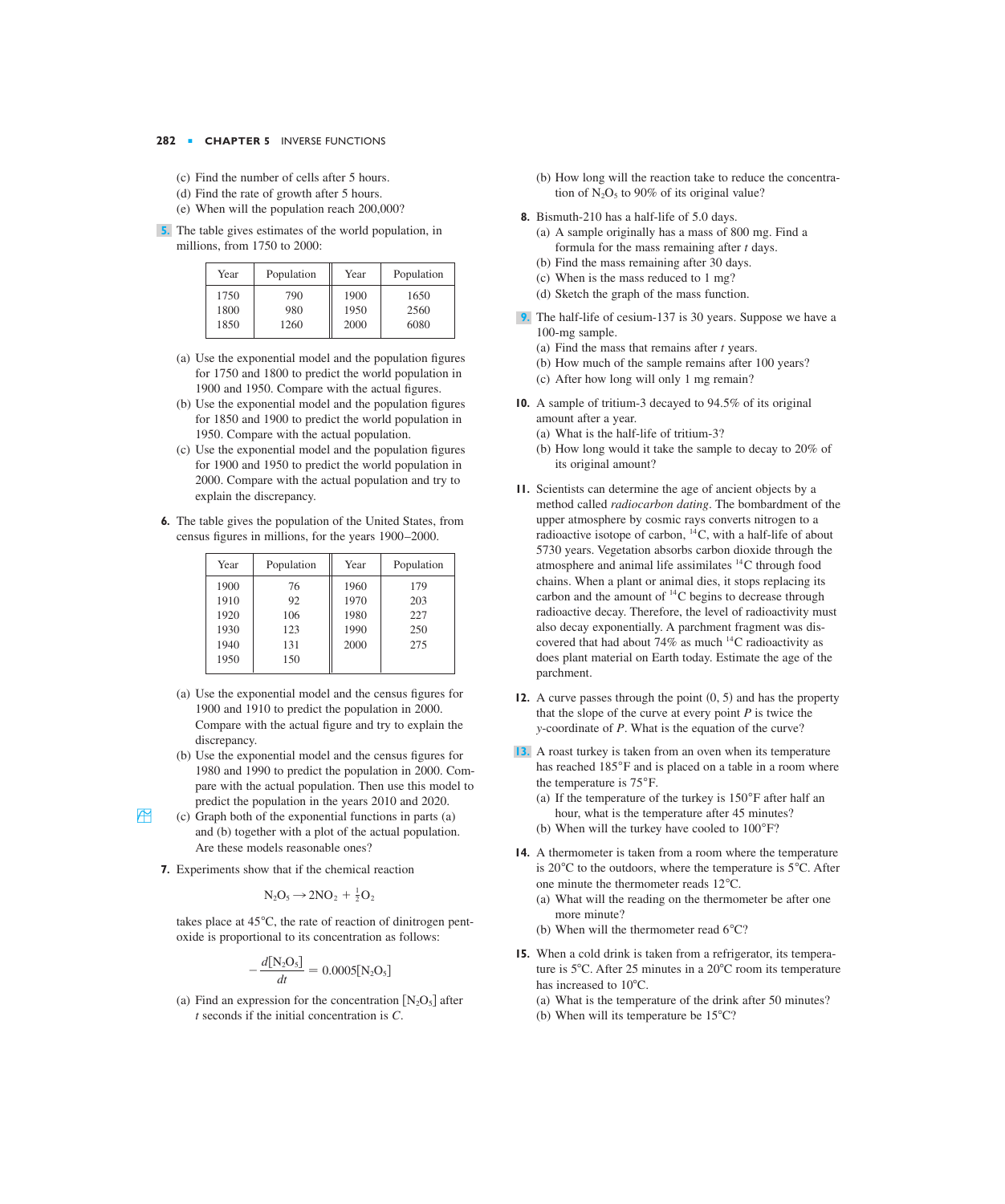(c) Find the number of cells after 5 hours.
(d) Find the rate of growth after 5 hours.
(e) When will the population reach 200,000?

**5.** The table gives estimates of the world population, in millions, from 1750 to 2000:

| Year | Population | Year | Population |
|---|---|---|---|
| 1750 | 790 | 1900 | 1650 |
| 1800 | 980 | 1950 | 2560 |
| 1850 | 1260 | 2000 | 6080 |

(a) Use the exponential model and the population figures for 1750 and 1800 to predict the world population in 1900 and 1950. Compare with the actual figures.
(b) Use the exponential model and the population figures for 1850 and 1900 to predict the world population in 1950. Compare with the actual population.
(c) Use the exponential model and the population figures for 1900 and 1950 to predict the world population in 2000. Compare with the actual population and try to explain the discrepancy.

**6.** The table gives the population of the United States, from census figures in millions, for the years 1900–2000.

| Year | Population | Year | Population |
|---|---|---|---|
| 1900 | 76 | 1960 | 179 |
| 1910 | 92 | 1970 | 203 |
| 1920 | 106 | 1980 | 227 |
| 1930 | 123 | 1990 | 250 |
| 1940 | 131 | 2000 | 275 |
| 1950 | 150 | | |

(a) Use the exponential model and the census figures for 1900 and 1910 to predict the population in 2000. Compare with the actual figure and try to explain the discrepancy.
(b) Use the exponential model and the census figures for 1980 and 1990 to predict the population in 2000. Compare with the actual population. Then use this model to predict the population in the years 2010 and 2020.
(c) Graph both of the exponential functions in parts (a) and (b) together with a plot of the actual population. Are these models reasonable ones?

**7.** Experiments show that if the chemical reaction

$$N_2O_5 \longrightarrow 2NO_2 + \tfrac{1}{2}O_2$$

takes place at 45°C, the rate of reaction of dinitrogen pentoxide is proportional to its concentration as follows:

$$-\frac{d[N_2O_5]}{dt} = 0.0005[N_2O_5]$$

(a) Find an expression for the concentration $[N_2O_5]$ after $t$ seconds if the initial concentration is $C$.
(b) How long will the reaction take to reduce the concentration of $N_2O_5$ to 90% of its original value?

**8.** Bismuth-210 has a half-life of 5.0 days.
(a) A sample originally has a mass of 800 mg. Find a formula for the mass remaining after $t$ days.
(b) Find the mass remaining after 30 days.
(c) When is the mass reduced to 1 mg?
(d) Sketch the graph of the mass function.

**9.** The half-life of cesium-137 is 30 years. Suppose we have a 100-mg sample.
(a) Find the mass that remains after $t$ years.
(b) How much of the sample remains after 100 years?
(c) After how long will only 1 mg remain?

**10.** A sample of tritium-3 decayed to 94.5% of its original amount after a year.
(a) What is the half-life of tritium-3?
(b) How long would it take the sample to decay to 20% of its original amount?

**11.** Scientists can determine the age of ancient objects by a method called *radiocarbon dating*. The bombardment of the upper atmosphere by cosmic rays converts nitrogen to a radioactive isotope of carbon, $^{14}C$, with a half-life of about 5730 years. Vegetation absorbs carbon dioxide through the atmosphere and animal life assimilates $^{14}C$ through food chains. When a plant or animal dies, it stops replacing its carbon and the amount of $^{14}C$ begins to decrease through radioactive decay. Therefore, the level of radioactivity must also decay exponentially. A parchment fragment was discovered that had about 74% as much $^{14}C$ radioactivity as does plant material on Earth today. Estimate the age of the parchment.

**12.** A curve passes through the point (0, 5) and has the property that the slope of the curve at every point $P$ is twice the $y$-coordinate of $P$. What is the equation of the curve?

**13.** A roast turkey is taken from an oven when its temperature has reached 185°F and is placed on a table in a room where the temperature is 75°F.
(a) If the temperature of the turkey is 150°F after half an hour, what is the temperature after 45 minutes?
(b) When will the turkey have cooled to 100°F?

**14.** A thermometer is taken from a room where the temperature is 20°C to the outdoors, where the temperature is 5°C. After one minute the thermometer reads 12°C.
(a) What will the reading on the thermometer be after one more minute?
(b) When will the thermometer read 6°C?

**15.** When a cold drink is taken from a refrigerator, its temperature is 5°C. After 25 minutes in a 20°C room its temperature has increased to 10°C.
(a) What is the temperature of the drink after 50 minutes?
(b) When will its temperature be 15°C?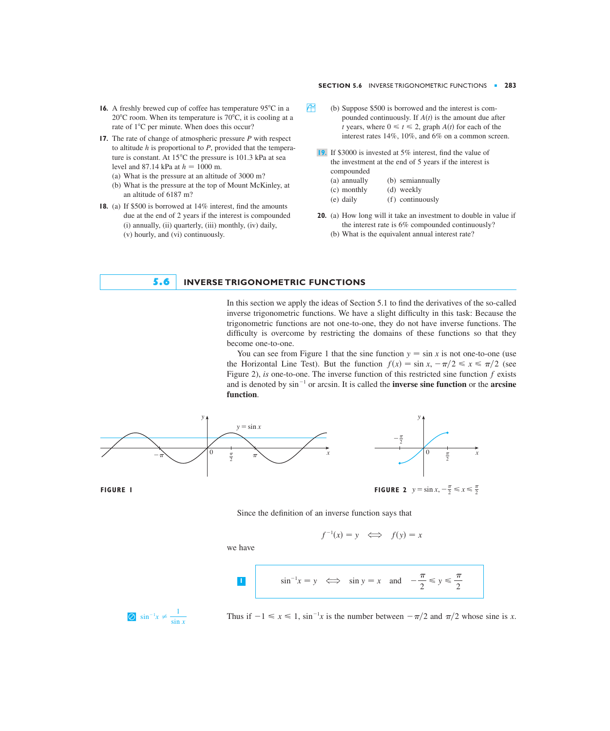**16.** A freshly brewed cup of coffee has temperature 95°C in a 20°C room. When its temperature is 70°C, it is cooling at a rate of 1°C per minute. When does this occur?

**17.** The rate of change of atmospheric pressure $P$ with respect to altitude $h$ is proportional to $P$, provided that the temperature is constant. At 15°C the pressure is 101.3 kPa at sea level and 87.14 kPa at $h = 1000$ m.

(a) What is the pressure at an altitude of 3000 m?

(b) What is the pressure at the top of Mount McKinley, at an altitude of 6187 m?

**18.** (a) If \$500 is borrowed at 14% interest, find the amounts due at the end of 2 years if the interest is compounded (i) annually, (ii) quarterly, (iii) monthly, (iv) daily, (v) hourly, and (vi) continuously.

(b) Suppose \$500 is borrowed and the interest is compounded continuously. If $A(t)$ is the amount due after $t$ years, where $0 \leqslant t \leqslant 2$, graph $A(t)$ for each of the interest rates 14%, 10%, and 6% on a common screen.

**19.** If \$3000 is invested at 5% interest, find the value of the investment at the end of 5 years if the interest is compounded

(a) annually (b) semiannually

(c) monthly (d) weekly

(e) daily (f) continuously

**20.** (a) How long will it take an investment to double in value if the interest rate is 6% compounded continuously?

(b) What is the equivalent annual interest rate?

## 5.6 INVERSE TRIGONOMETRIC FUNCTIONS

In this section we apply the ideas of Section 5.1 to find the derivatives of the so-called inverse trigonometric functions. We have a slight difficulty in this task: Because the trigonometric functions are not one-to-one, they do not have inverse functions. The difficulty is overcome by restricting the domains of these functions so that they become one-to-one.

You can see from Figure 1 that the sine function $y = \sin x$ is not one-to-one (use the Horizontal Line Test). But the function $f(x) = \sin x$, $-\pi/2 \leqslant x \leqslant \pi/2$ (see Figure 2), *is* one-to-one. The inverse function of this restricted sine function $f$ exists and is denoted by $\sin^{-1}$ or arcsin. It is called the **inverse sine function** or the **arcsine function**.

y

$y = \sin x$

$-\pi$

0

$\frac{\pi}{2}$

$\pi$

x

**FIGURE 1**

y

$\frac{\pi}{2}$

0

$\frac{\pi}{2}$

x

**FIGURE 2** $y = \sin x, -\frac{\pi}{2} \leqslant x \leqslant \frac{\pi}{2}$

Since the definition of an inverse function says that

$$f^{-1}(x) = y \iff f(y) = x$$

we have

**1**
$$\sin^{-1}x = y \iff \sin y = x \quad \text{and} \quad -\frac{\pi}{2} \leqslant y \leqslant \frac{\pi}{2}$$

$\sin^{-1}x \neq \dfrac{1}{\sin x}$

Thus if $-1 \leqslant x \leqslant 1$, $\sin^{-1}x$ is the number between $-\pi/2$ and $\pi/2$ whose sine is $x$.